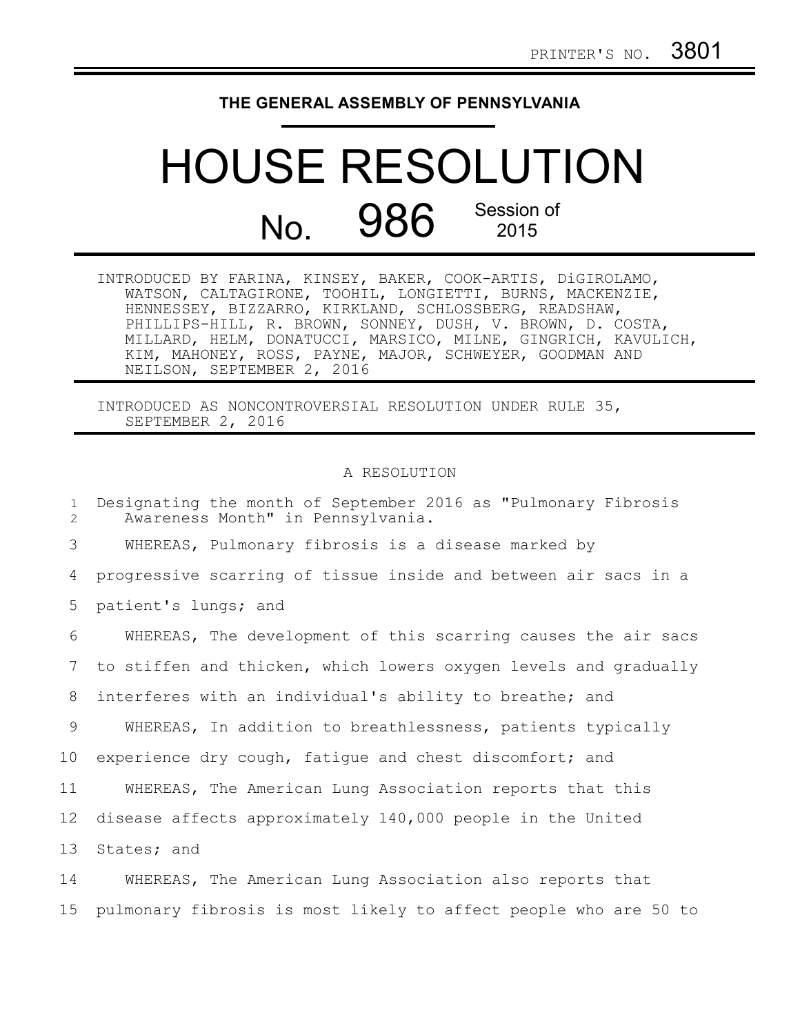PRINTER'S NO. 3801

# THE GENERAL ASSEMBLY OF PENNSYLVANIA

# HOUSE RESOLUTION

## No. 986 Session of 2015

INTRODUCED BY FARINA, KINSEY, BAKER, COOK-ARTIS, DiGIROLAMO, WATSON, CALTAGIRONE, TOOHIL, LONGIETTI, BURNS, MACKENZIE, HENNESSEY, BIZZARRO, KIRKLAND, SCHLOSSBERG, READSHAW, PHILLIPS-HILL, R. BROWN, SONNEY, DUSH, V. BROWN, D. COSTA, MILLARD, HELM, DONATUCCI, MARSICO, MILNE, GINGRICH, KAVULICH, KIM, MAHONEY, ROSS, PAYNE, MAJOR, SCHWEYER, GOODMAN AND NEILSON, SEPTEMBER 2, 2016

INTRODUCED AS NONCONTROVERSIAL RESOLUTION UNDER RULE 35, SEPTEMBER 2, 2016

A RESOLUTION

1 Designating the month of September 2016 as "Pulmonary Fibrosis
2 Awareness Month" in Pennsylvania.

3 WHEREAS, Pulmonary fibrosis is a disease marked by
4 progressive scarring of tissue inside and between air sacs in a
5 patient's lungs; and

6 WHEREAS, The development of this scarring causes the air sacs
7 to stiffen and thicken, which lowers oxygen levels and gradually
8 interferes with an individual's ability to breathe; and

9 WHEREAS, In addition to breathlessness, patients typically
10 experience dry cough, fatigue and chest discomfort; and

11 WHEREAS, The American Lung Association reports that this
12 disease affects approximately 140,000 people in the United
13 States; and

14 WHEREAS, The American Lung Association also reports that
15 pulmonary fibrosis is most likely to affect people who are 50 to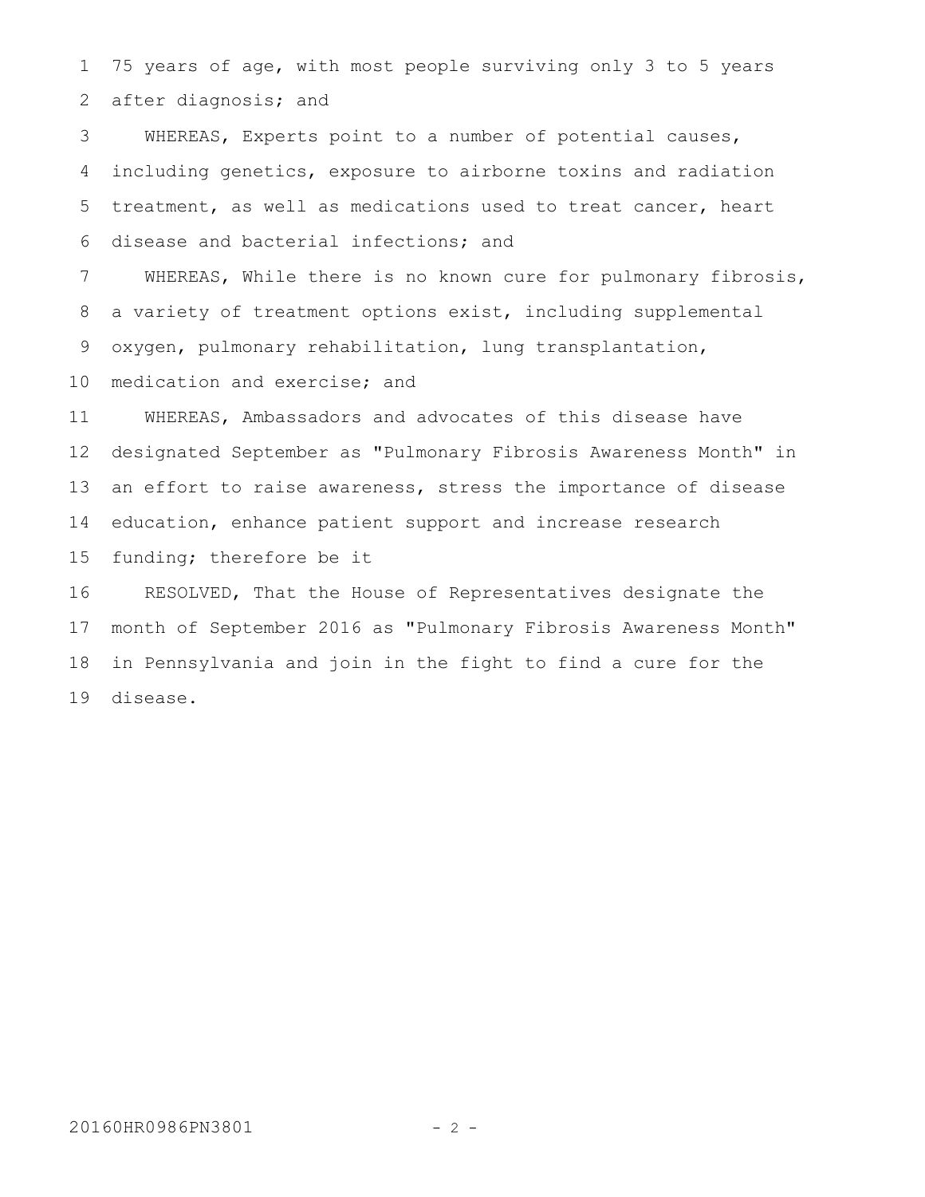75 years of age, with most people surviving only 3 to 5 years after diagnosis; and

WHEREAS, Experts point to a number of potential causes, including genetics, exposure to airborne toxins and radiation treatment, as well as medications used to treat cancer, heart disease and bacterial infections; and

WHEREAS, While there is no known cure for pulmonary fibrosis, a variety of treatment options exist, including supplemental oxygen, pulmonary rehabilitation, lung transplantation, medication and exercise; and

WHEREAS, Ambassadors and advocates of this disease have designated September as "Pulmonary Fibrosis Awareness Month" in an effort to raise awareness, stress the importance of disease education, enhance patient support and increase research funding; therefore be it

RESOLVED, That the House of Representatives designate the month of September 2016 as "Pulmonary Fibrosis Awareness Month" in Pennsylvania and join in the fight to find a cure for the disease.